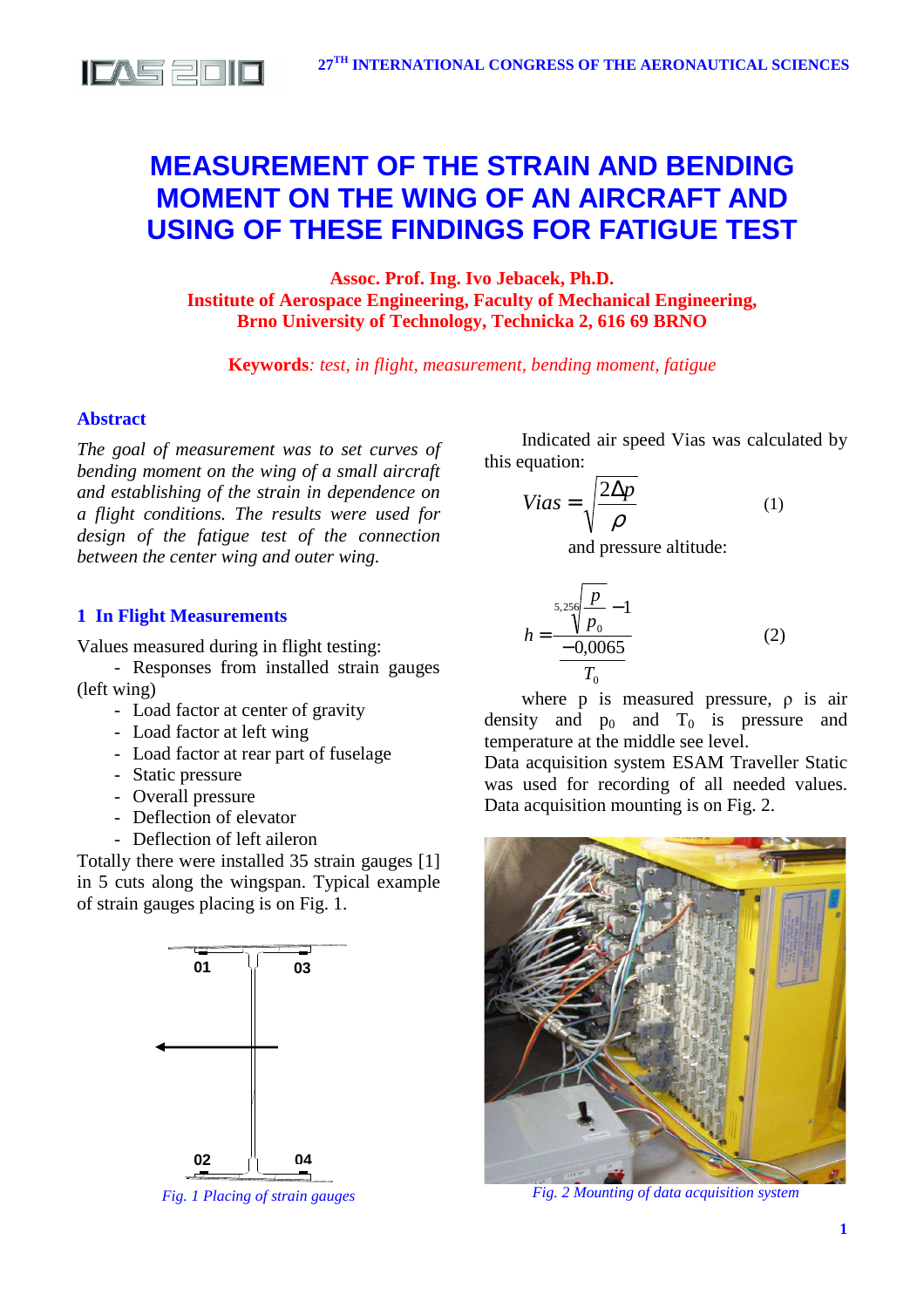# MEASUREMENT OF THE STRAIN AND BENDING MOMENT ON THE WING OF AN AIRCRAFT AND USING OF THESE FINDINGS FOR FATIGUE TEST

**Assoc. Prof. Ing. Ivo Jebacek, Ph.D.**
**Institute of Aerospace Engineering, Faculty of Mechanical Engineering, Brno University of Technology, Technicka 2, 616 69 BRNO**

**Keywords**: *test, in flight, measurement, bending moment, fatigue*

## Abstract

*The goal of measurement was to set curves of bending moment on the wing of a small aircraft and establishing of the strain in dependence on a flight conditions. The results were used for design of the fatigue test of the connection between the center wing and outer wing.*

## 1 In Flight Measurements

Values measured during in flight testing:

- Responses from installed strain gauges (left wing)
- Load factor at center of gravity
- Load factor at left wing
- Load factor at rear part of fuselage
- Static pressure
- Overall pressure
- Deflection of elevator
- Deflection of left aileron

Totally there were installed 35 strain gauges [1] in 5 cuts along the wingspan. Typical example of strain gauges placing is on Fig. 1.

*Fig. 1 Placing of strain gauges*

Indicated air speed Vias was calculated by this equation:

$$Vias = \sqrt{\frac{2\Delta p}{\rho}} \tag{1}$$

and pressure altitude:

$$h = \frac{\sqrt[5{,}256]{\frac{p}{p_0}} - 1}{\frac{-0{,}0065}{T_0}} \tag{2}$$

where p is measured pressure, ρ is air density and $p_0$ and $T_0$ is pressure and temperature at the middle see level.

Data acquisition system ESAM Traveller Static was used for recording of all needed values. Data acquisition mounting is on Fig. 2.

*Fig. 2 Mounting of data acquisition system*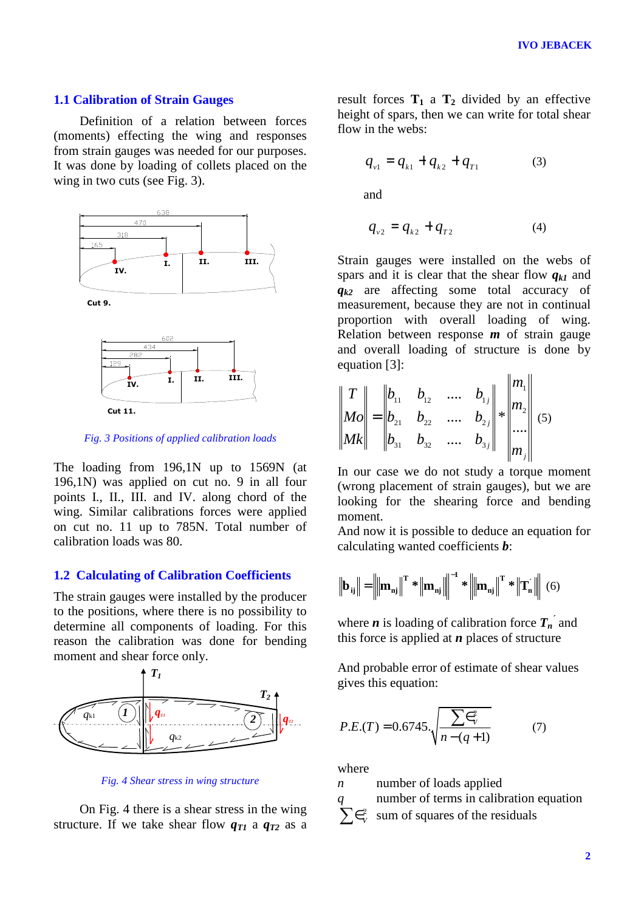## 1.1 Calibration of Strain Gauges

Definition of a relation between forces (moments) effecting the wing and responses from strain gauges was needed for our purposes. It was done by loading of collets placed on the wing in two cuts (see Fig. 3).

*Fig. 3 Positions of applied calibration loads*

The loading from 196,1N up to 1569N (at 196,1N) was applied on cut no. 9 in all four points I., II., III. and IV. along chord of the wing. Similar calibrations forces were applied on cut no. 11 up to 785N. Total number of calibration loads was 80.

## 1.2 Calculating of Calibration Coefficients

The strain gauges were installed by the producer to the positions, where there is no possibility to determine all components of loading. For this reason the calibration was done for bending moment and shear force only.

*Fig. 4 Shear stress in wing structure*

On Fig. 4 there is a shear stress in the wing structure. If we take shear flow $q_{T1}$ a $q_{T2}$ as a result forces $\mathbf{T_1}$ a $\mathbf{T_2}$ divided by an effective height of spars, then we can write for total shear flow in the webs:

$$q_{v1} = q_{k1} + q_{k2} + q_{T1} \qquad (3)$$

and

$$q_{v2} = q_{k2} + q_{T2} \qquad (4)$$

Strain gauges were installed on the webs of spars and it is clear that the shear flow $q_{k1}$ and $q_{k2}$ are affecting some total accuracy of measurement, because they are not in continual proportion with overall loading of wing. Relation between response $\boldsymbol{m}$ of strain gauge and overall loading of structure is done by equation [3]:

$$\begin{Vmatrix} T \\ Mo \\ Mk \end{Vmatrix} = \begin{Vmatrix} b_{11} & b_{12} & \dots & b_{1j} \\ b_{21} & b_{22} & \dots & b_{2j} \\ b_{31} & b_{32} & \dots & b_{3j} \end{Vmatrix} * \begin{Vmatrix} m_1 \\ m_2 \\ \dots \\ m_j \end{Vmatrix} \qquad (5)$$

In our case we do not study a torque moment (wrong placement of strain gauges), but we are looking for the shearing force and bending moment.

And now it is possible to deduce an equation for calculating wanted coefficients $\boldsymbol{b}$:

$$\|\mathbf{b_{ij}}\| = \left\|\|\mathbf{m_{nj}}\|^{T} * \|\mathbf{m_{nj}}\|\right\|^{-1} * \|\mathbf{m_{nj}}\|^{T} * \|\mathbf{T_n'}\| \qquad (6)$$

where $\boldsymbol{n}$ is loading of calibration force $\boldsymbol{T_n'}$ and this force is applied at $\boldsymbol{n}$ places of structure

And probable error of estimate of shear values gives this equation:

$$P.E.(T) = 0.6745.\sqrt{\frac{\sum \epsilon_V^2}{n-(q+1)}} \qquad (7)$$

where

- $n$ number of loads applied
- $q$ number of terms in calibration equation
- $\sum \epsilon_V^2$ sum of squares of the residuals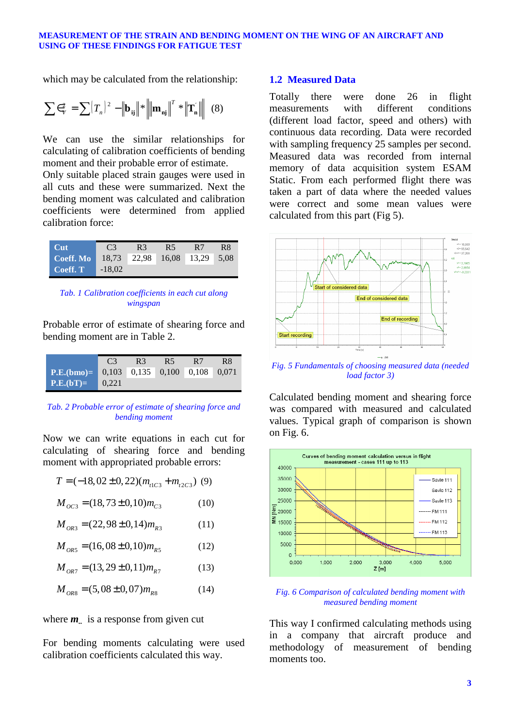which may be calculated from the relationship:

$$\sum \epsilon_v^2 = \sum (T_n)^2 - \|\mathbf{b}_{ij}\| * \|\mathbf{m}_{nj}\|^T * \|\mathbf{T}_n\| \quad (8)$$

We can use the similar relationships for calculating of calibration coefficients of bending moment and their probable error of estimate. Only suitable placed strain gauges were used in all cuts and these were summarized. Next the bending moment was calculated and calibration coefficients were determined from applied calibration force:

| Cut | C3 | R3 | R5 | R7 | R8 |
|---|---|---|---|---|---|
| Coeff. Mo | 18,73 | 22,98 | 16,08 | 13,29 | 5,08 |
| Coeff. T | -18,02 | | | | |

*Tab. 1 Calibration coefficients in each cut along wingspan*

Probable error of estimate of shearing force and bending moment are in Table 2.

| | C3 | R3 | R5 | R7 | R8 |
|---|---|---|---|---|---|
| P.E.(bmo)= | 0,103 | 0,135 | 0,100 | 0,108 | 0,071 |
| P.E.(bT)= | 0,221 | | | | |

*Tab. 2 Probable error of estimate of shearing force and bending moment*

Now we can write equations in each cut for calculating of shearing force and bending moment with appropriated probable errors:

$$T = (-18,02 \pm 0,22)(m_{t1C3} + m_{t2C3}) \quad (9)$$

$$M_{OC3} = (18,73 \pm 0,10) m_{C3} \quad (10)$$

$$M_{OR3} = (22,98 \pm 0,14) m_{R3} \quad (11)$$

$$M_{OR5} = (16,08 \pm 0,10) m_{R5} \quad (12)$$

$$M_{OR7} = (13,29 \pm 0,11) m_{R7} \quad (13)$$

$$M_{OR8} = (5,08 \pm 0,07) m_{R8} \quad (14)$$

where $\boldsymbol{m}_{..}$ is a response from given cut

For bending moments calculating were used calibration coefficients calculated this way.

## 1.2 Measured Data

Totally there were done 26 in flight measurements with different conditions (different load factor, speed and others) with continuous data recording. Data were recorded with sampling frequency 25 samples per second. Measured data was recorded from internal memory of data acquisition system ESAM Static. From each performed flight there was taken a part of data where the needed values were correct and some mean values were calculated from this part (Fig 5).

*Fig. 5 Fundamentals of choosing measured data (needed load factor 3)*

Calculated bending moment and shearing force was compared with measured and calculated values. Typical graph of comparison is shown on Fig. 6.

*Fig. 6 Comparison of calculated bending moment with measured bending moment*

This way I confirmed calculating methods using in a company that aircraft produce and methodology of measurement of bending moments too.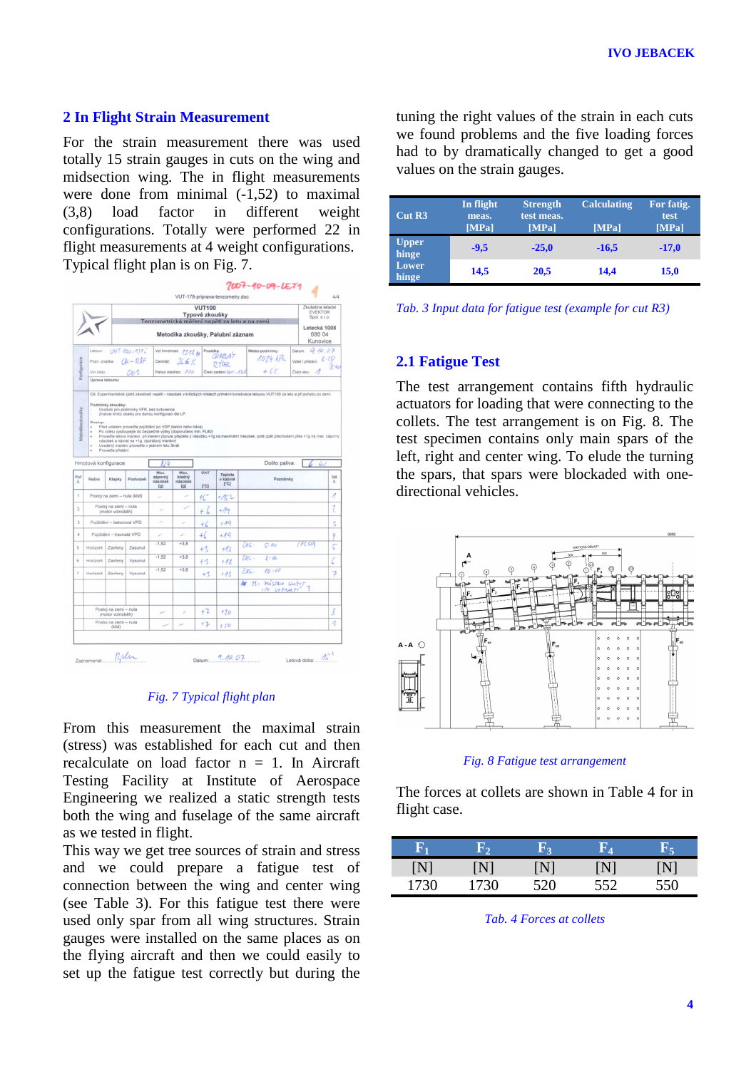## 2 In Flight Strain Measurement

For the strain measurement there was used totally 15 strain gauges in cuts on the wing and midsection wing. The in flight measurements were done from minimal (-1,52) to maximal (3,8) load factor in different weight configurations. Totally were performed 22 in flight measurements at 4 weight configurations. Typical flight plan is on Fig. 7.

*Fig. 7 Typical flight plan*

From this measurement the maximal strain (stress) was established for each cut and then recalculate on load factor n = 1. In Aircraft Testing Facility at Institute of Aerospace Engineering we realized a static strength tests both the wing and fuselage of the same aircraft as we tested in flight.

This way we get tree sources of strain and stress and we could prepare a fatigue test of connection between the wing and center wing (see Table 3). For this fatigue test there were used only spar from all wing structures. Strain gauges were installed on the same places as on the flying aircraft and then we could easily to set up the fatigue test correctly but during the tuning the right values of the strain in each cuts we found problems and the five loading forces had to by dramatically changed to get a good values on the strain gauges.

| Cut R3 | In flight meas. [MPa] | Strength test meas. [MPa] | Calculating [MPa] | For fatig. test [MPa] |
|---|---|---|---|---|
| Upper hinge | -9,5 | -25,0 | -16,5 | -17,0 |
| Lower hinge | 14,5 | 20,5 | 14,4 | 15,0 |

*Tab. 3 Input data for fatigue test (example for cut R3)*

### 2.1 Fatigue Test

The test arrangement contains fifth hydraulic actuators for loading that were connecting to the collets. The test arrangement is on Fig. 8. The test specimen contains only main spars of the left, right and center wing. To elude the turning the spars, that spars were blockaded with one-directional vehicles.

*Fig. 8 Fatigue test arrangement*

The forces at collets are shown in Table 4 for in flight case.

| $F_1$ | $F_2$ | $F_3$ | $F_4$ | $F_5$ |
|---|---|---|---|---|
| [N] | [N] | [N] | [N] | [N] |
| 1730 | 1730 | 520 | 552 | 550 |

*Tab. 4 Forces at collets*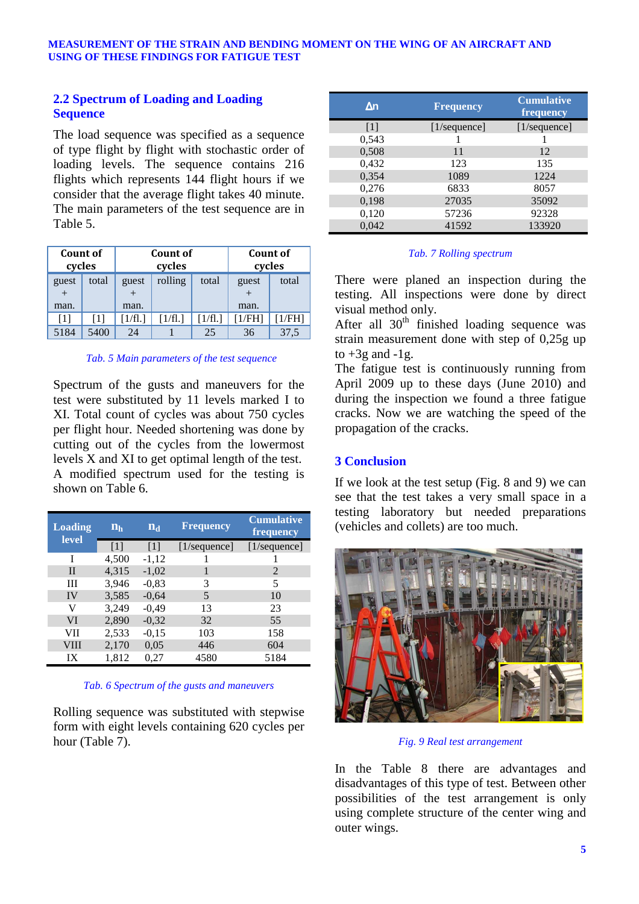## 2.2 Spectrum of Loading and Loading Sequence

The load sequence was specified as a sequence of type flight by flight with stochastic order of loading levels. The sequence contains 216 flights which represents 144 flight hours if we consider that the average flight takes 40 minute. The main parameters of the test sequence are in Table 5.

| Count of cycles | | Count of cycles | | | Count of cycles | |
|---|---|---|---|---|---|---|
| guest + man. | total | guest + man. | rolling | total | guest + man. | total |
| [1] | [1] | [1/fl.] | [1/fl.] | [1/fl.] | [1/FH] | [1/FH] |
| 5184 | 5400 | 24 | 1 | 25 | 36 | 37,5 |

*Tab. 5 Main parameters of the test sequence*

Spectrum of the gusts and maneuvers for the test were substituted by 11 levels marked I to XI. Total count of cycles was about 750 cycles per flight hour. Needed shortening was done by cutting out of the cycles from the lowermost levels X and XI to get optimal length of the test. A modified spectrum used for the testing is shown on Table 6.

| Loading level | $n_h$ | $n_d$ | Frequency | Cumulative frequency |
|---|---|---|---|---|
| | [1] | [1] | [1/sequence] | [1/sequence] |
| I | 4,500 | -1,12 | 1 | 1 |
| II | 4,315 | -1,02 | 1 | 2 |
| III | 3,946 | -0,83 | 3 | 5 |
| IV | 3,585 | -0,64 | 5 | 10 |
| V | 3,249 | -0,49 | 13 | 23 |
| VI | 2,890 | -0,32 | 32 | 55 |
| VII | 2,533 | -0,15 | 103 | 158 |
| VIII | 2,170 | 0,05 | 446 | 604 |
| IX | 1,812 | 0,27 | 4580 | 5184 |

*Tab. 6 Spectrum of the gusts and maneuvers*

Rolling sequence was substituted with stepwise form with eight levels containing 620 cycles per hour (Table 7).

| $\Delta n$ | Frequency | Cumulative frequency |
|---|---|---|
| [1] | [1/sequence] | [1/sequence] |
| 0,543 | 1 | 1 |
| 0,508 | 11 | 12 |
| 0,432 | 123 | 135 |
| 0,354 | 1089 | 1224 |
| 0,276 | 6833 | 8057 |
| 0,198 | 27035 | 35092 |
| 0,120 | 57236 | 92328 |
| 0,042 | 41592 | 133920 |

*Tab. 7 Rolling spectrum*

There were planed an inspection during the testing. All inspections were done by direct visual method only.

After all 30th finished loading sequence was strain measurement done with step of 0,25g up to +3g and -1g.

The fatigue test is continuously running from April 2009 up to these days (June 2010) and during the inspection we found a three fatigue cracks. Now we are watching the speed of the propagation of the cracks.

## 3 Conclusion

If we look at the test setup (Fig. 8 and 9) we can see that the test takes a very small space in a testing laboratory but needed preparations (vehicles and collets) are too much.

*Fig. 9 Real test arrangement*

In the Table 8 there are advantages and disadvantages of this type of test. Between other possibilities of the test arrangement is only using complete structure of the center wing and outer wings.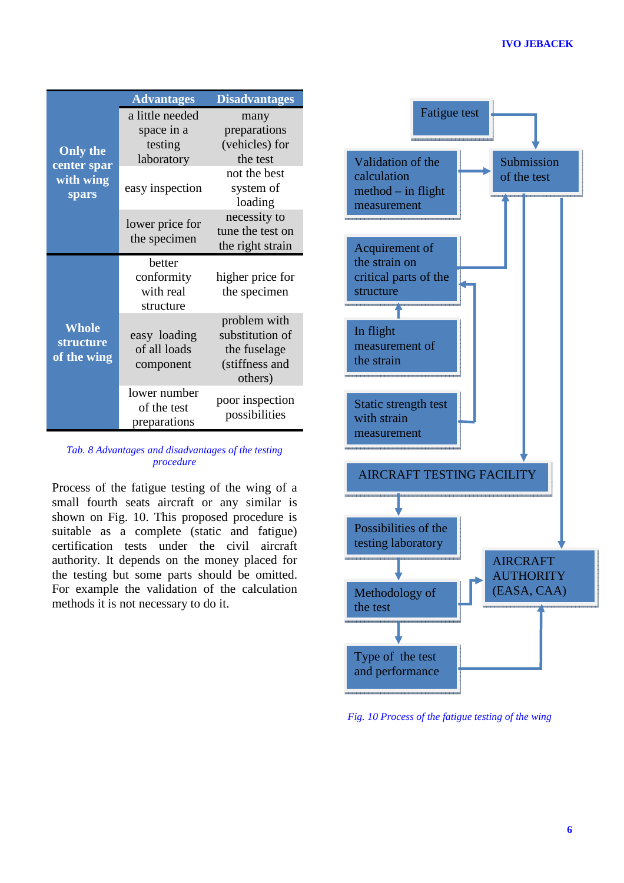| | Advantages | Disadvantages |
|---|---|---|
| **Only the center spar with wing spars** | a little needed space in a testing laboratory | many preparations (vehicles) for the test |
| | easy inspection | not the best system of loading |
| | lower price for the specimen | necessity to tune the test on the right strain |
| **Whole structure of the wing** | better conformity with real structure | higher price for the specimen |
| | easy loading of all loads component | problem with substitution of the fuselage (stiffness and others) |
| | lower number of the test preparations | poor inspection possibilities |

*Tab. 8 Advantages and disadvantages of the testing procedure*

Process of the fatigue testing of the wing of a small fourth seats aircraft or any similar is shown on Fig. 10. This proposed procedure is suitable as a complete (static and fatigue) certification tests under the civil aircraft authority. It depends on the money placed for the testing but some parts should be omitted. For example the validation of the calculation methods it is not necessary to do it.

Fatigue test

Validation of the calculation method – in flight measurement

Submission of the test

Acquirement of the strain on critical parts of the structure

In flight measurement of the strain

Static strength test with strain measurement

AIRCRAFT TESTING FACILITY

Possibilities of the testing laboratory

Methodology of the test

AIRCRAFT AUTHORITY (EASA, CAA)

Type of the test and performance

*Fig. 10 Process of the fatigue testing of the wing*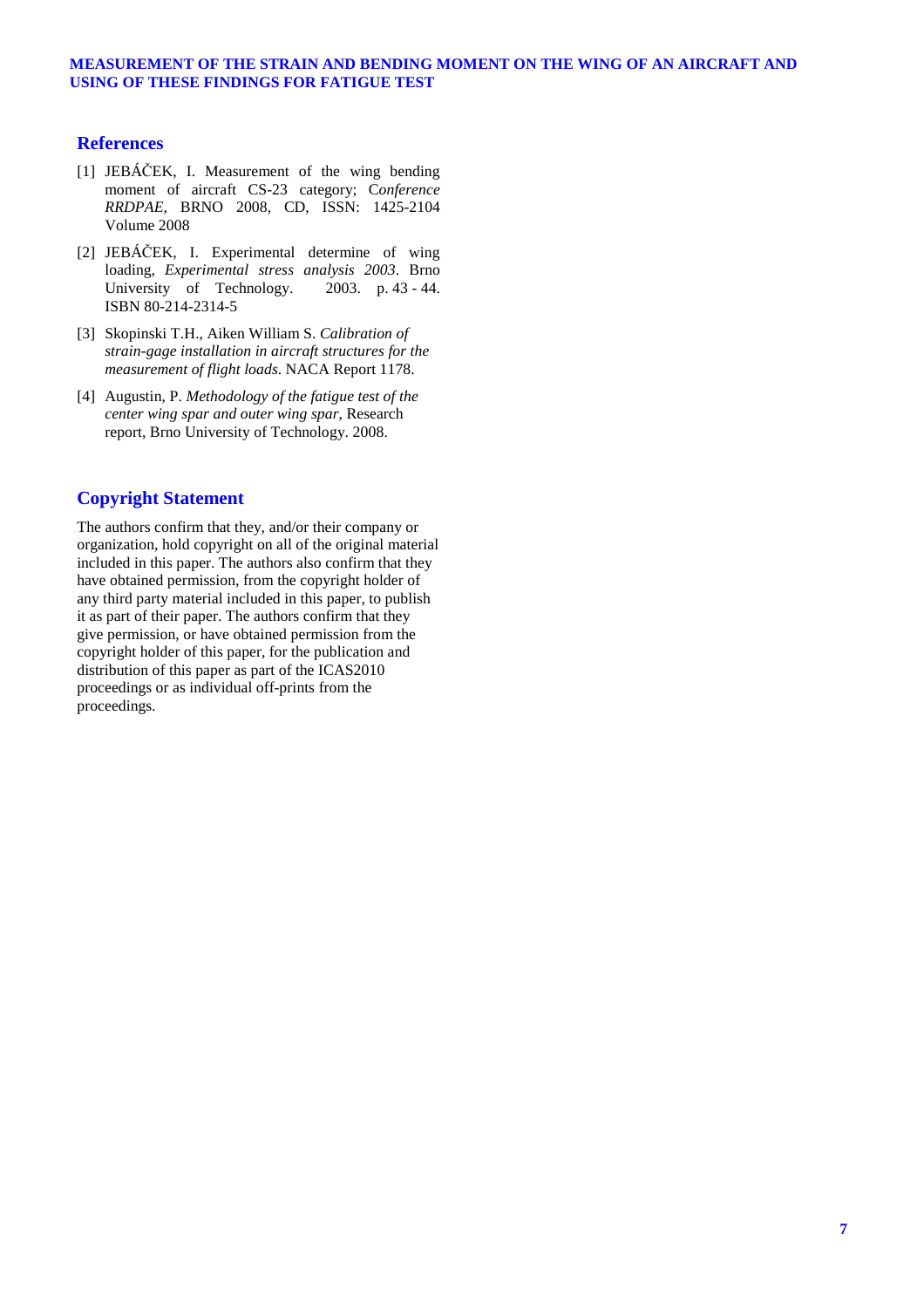## References

[1] JEBÁČEK, I. Measurement of the wing bending moment of aircraft CS-23 category; C*onference RRDPAE*, BRNO 2008, CD, ISSN: 1425-2104 Volume 2008

[2] JEBÁČEK, I. Experimental determine of wing loading, *Experimental stress analysis 2003*. Brno University of Technology. 2003. p. 43 - 44. ISBN 80-214-2314-5

[3] Skopinski T.H., Aiken William S. *Calibration of strain-gage installation in aircraft structures for the measurement of flight loads*. NACA Report 1178.

[4] Augustin, P. *Methodology of the fatigue test of the center wing spar and outer wing spar*, Research report, Brno University of Technology. 2008.

## Copyright Statement

The authors confirm that they, and/or their company or organization, hold copyright on all of the original material included in this paper. The authors also confirm that they have obtained permission, from the copyright holder of any third party material included in this paper, to publish it as part of their paper. The authors confirm that they give permission, or have obtained permission from the copyright holder of this paper, for the publication and distribution of this paper as part of the ICAS2010 proceedings or as individual off-prints from the proceedings.